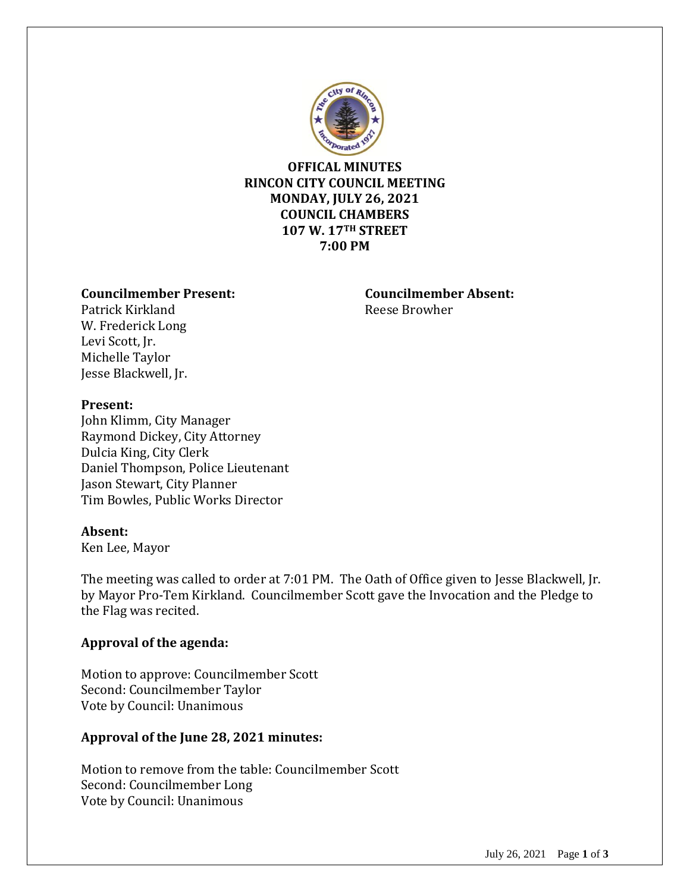**OFFICAL MINUTES**
**RINCON CITY COUNCIL MEETING**
**MONDAY, JULY 26, 2021**
**COUNCIL CHAMBERS**
**107 W. 17TH STREET**
**7:00 PM**

**Councilmember Present:**
Patrick Kirkland
W. Frederick Long
Levi Scott, Jr.
Michelle Taylor
Jesse Blackwell, Jr.

**Councilmember Absent:**
Reese Browher

**Present:**
John Klimm, City Manager
Raymond Dickey, City Attorney
Dulcia King, City Clerk
Daniel Thompson, Police Lieutenant
Jason Stewart, City Planner
Tim Bowles, Public Works Director

**Absent:**
Ken Lee, Mayor

The meeting was called to order at 7:01 PM. The Oath of Office given to Jesse Blackwell, Jr. by Mayor Pro-Tem Kirkland. Councilmember Scott gave the Invocation and the Pledge to the Flag was recited.

**Approval of the agenda:**

Motion to approve: Councilmember Scott
Second: Councilmember Taylor
Vote by Council: Unanimous

**Approval of the June 28, 2021 minutes:**

Motion to remove from the table: Councilmember Scott
Second: Councilmember Long
Vote by Council: Unanimous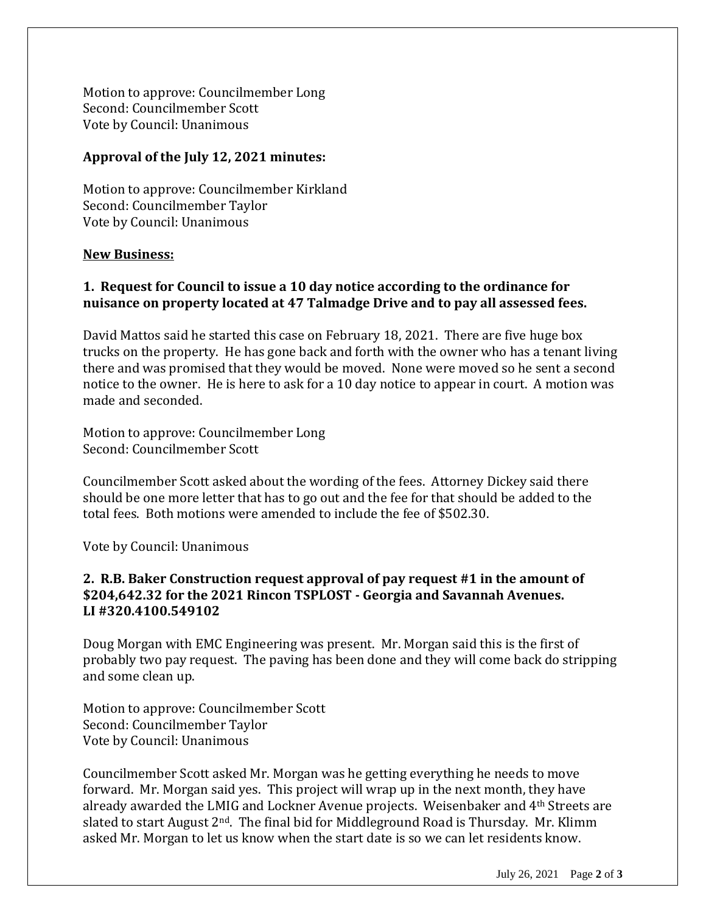Motion to approve: Councilmember Long
Second: Councilmember Scott
Vote by Council: Unanimous

**Approval of the July 12, 2021 minutes:**

Motion to approve: Councilmember Kirkland
Second: Councilmember Taylor
Vote by Council: Unanimous

**New Business:**

**1. Request for Council to issue a 10 day notice according to the ordinance for nuisance on property located at 47 Talmadge Drive and to pay all assessed fees.**

David Mattos said he started this case on February 18, 2021. There are five huge box trucks on the property. He has gone back and forth with the owner who has a tenant living there and was promised that they would be moved. None were moved so he sent a second notice to the owner. He is here to ask for a 10 day notice to appear in court. A motion was made and seconded.

Motion to approve: Councilmember Long
Second: Councilmember Scott

Councilmember Scott asked about the wording of the fees. Attorney Dickey said there should be one more letter that has to go out and the fee for that should be added to the total fees. Both motions were amended to include the fee of $502.30.

Vote by Council: Unanimous

**2. R.B. Baker Construction request approval of pay request #1 in the amount of $204,642.32 for the 2021 Rincon TSPLOST - Georgia and Savannah Avenues. LI #320.4100.549102**

Doug Morgan with EMC Engineering was present. Mr. Morgan said this is the first of probably two pay request. The paving has been done and they will come back do stripping and some clean up.

Motion to approve: Councilmember Scott
Second: Councilmember Taylor
Vote by Council: Unanimous

Councilmember Scott asked Mr. Morgan was he getting everything he needs to move forward. Mr. Morgan said yes. This project will wrap up in the next month, they have already awarded the LMIG and Lockner Avenue projects. Weisenbaker and 4th Streets are slated to start August 2nd. The final bid for Middleground Road is Thursday. Mr. Klimm asked Mr. Morgan to let us know when the start date is so we can let residents know.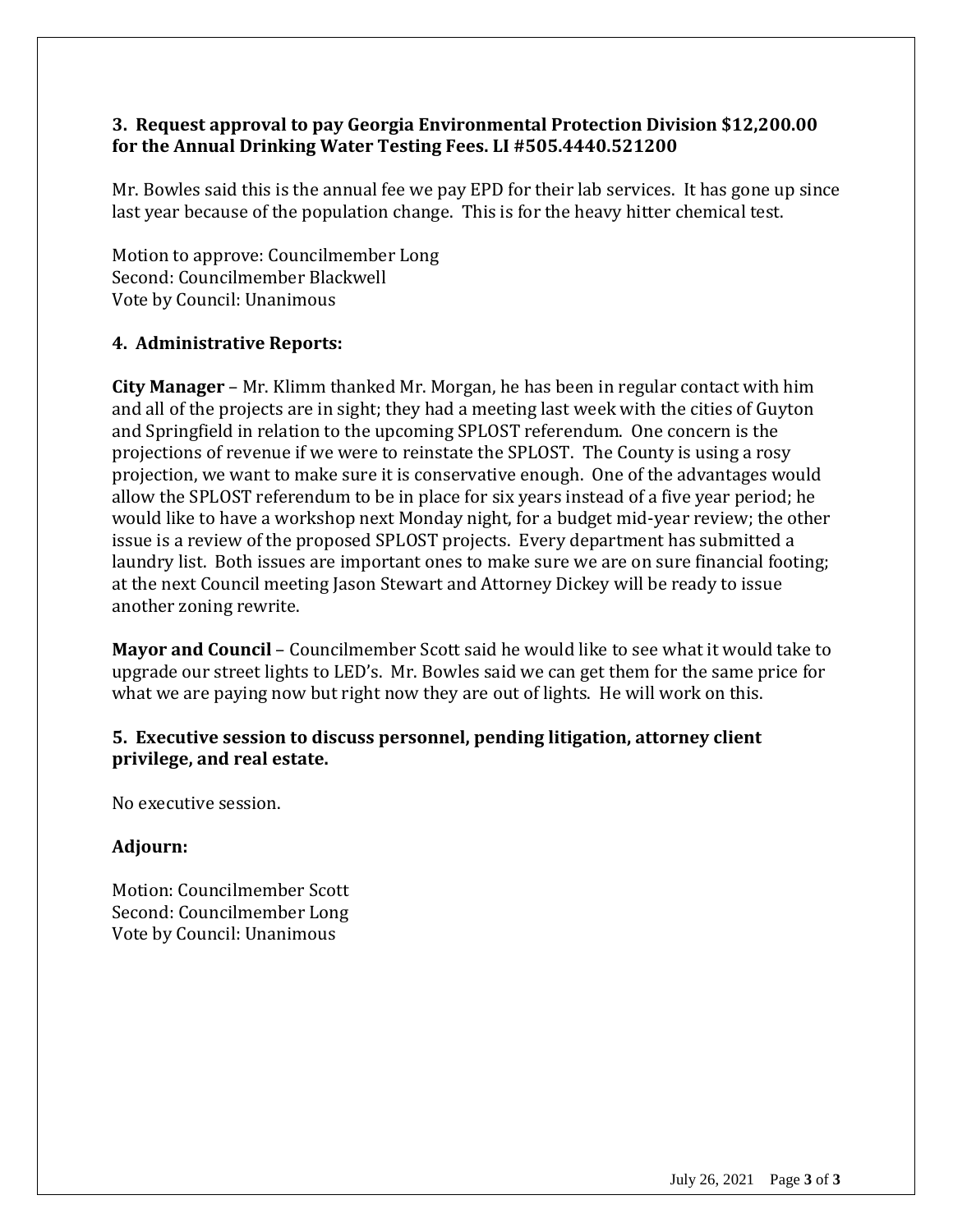**3. Request approval to pay Georgia Environmental Protection Division $12,200.00 for the Annual Drinking Water Testing Fees. LI #505.4440.521200**

Mr. Bowles said this is the annual fee we pay EPD for their lab services. It has gone up since last year because of the population change. This is for the heavy hitter chemical test.

Motion to approve: Councilmember Long
Second: Councilmember Blackwell
Vote by Council: Unanimous

**4. Administrative Reports:**

**City Manager** – Mr. Klimm thanked Mr. Morgan, he has been in regular contact with him and all of the projects are in sight; they had a meeting last week with the cities of Guyton and Springfield in relation to the upcoming SPLOST referendum. One concern is the projections of revenue if we were to reinstate the SPLOST. The County is using a rosy projection, we want to make sure it is conservative enough. One of the advantages would allow the SPLOST referendum to be in place for six years instead of a five year period; he would like to have a workshop next Monday night, for a budget mid-year review; the other issue is a review of the proposed SPLOST projects. Every department has submitted a laundry list. Both issues are important ones to make sure we are on sure financial footing; at the next Council meeting Jason Stewart and Attorney Dickey will be ready to issue another zoning rewrite.

**Mayor and Council** – Councilmember Scott said he would like to see what it would take to upgrade our street lights to LED's. Mr. Bowles said we can get them for the same price for what we are paying now but right now they are out of lights. He will work on this.

**5. Executive session to discuss personnel, pending litigation, attorney client privilege, and real estate.**

No executive session.

**Adjourn:**

Motion: Councilmember Scott
Second: Councilmember Long
Vote by Council: Unanimous